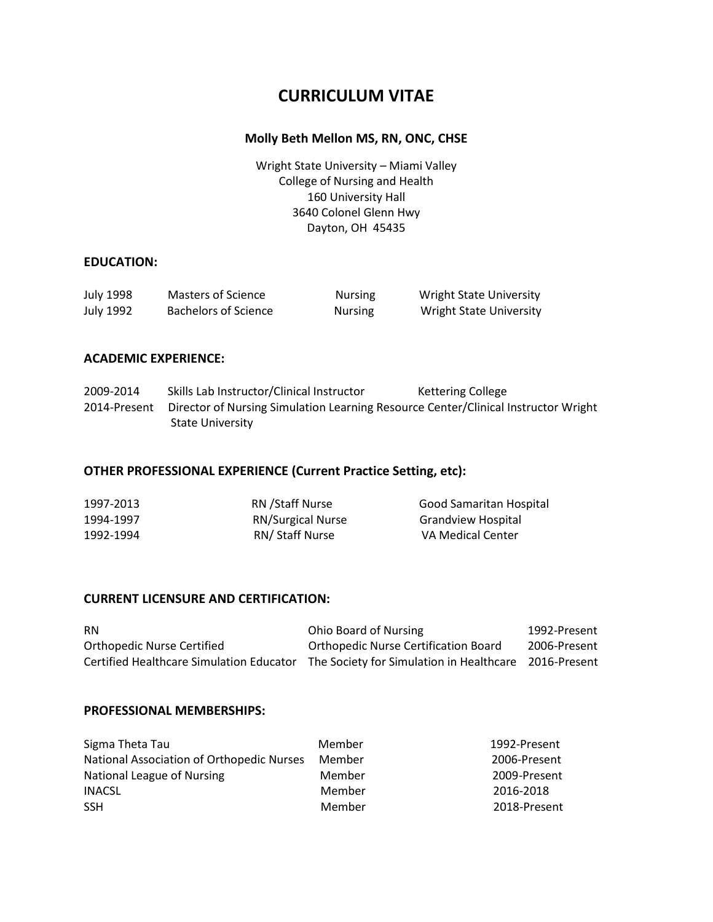# CURRICULUM VITAE

**Molly Beth Mellon MS, RN, ONC, CHSE**

Wright State University – Miami Valley
College of Nursing and Health
160 University Hall
3640 Colonel Glenn Hwy
Dayton, OH 45435

## EDUCATION:

| | | | |
|---|---|---|---|
| July 1998 | Masters of Science | Nursing | Wright State University |
| July 1992 | Bachelors of Science | Nursing | Wright State University |

## ACADEMIC EXPERIENCE:

| | | |
|---|---|---|
| 2009-2014 | Skills Lab Instructor/Clinical Instructor | Kettering College |
| 2014-Present | Director of Nursing Simulation Learning Resource Center/Clinical Instructor | Wright State University |

## OTHER PROFESSIONAL EXPERIENCE (Current Practice Setting, etc):

| | | |
|---|---|---|
| 1997-2013 | RN /Staff Nurse | Good Samaritan Hospital |
| 1994-1997 | RN/Surgical Nurse | Grandview Hospital |
| 1992-1994 | RN/ Staff Nurse | VA Medical Center |

## CURRENT LICENSURE AND CERTIFICATION:

| | | |
|---|---|---|
| RN | Ohio Board of Nursing | 1992-Present |
| Orthopedic Nurse Certified | Orthopedic Nurse Certification Board | 2006-Present |
| Certified Healthcare Simulation Educator | The Society for Simulation in Healthcare | 2016-Present |

## PROFESSIONAL MEMBERSHIPS:

| | | |
|---|---|---|
| Sigma Theta Tau | Member | 1992-Present |
| National Association of Orthopedic Nurses | Member | 2006-Present |
| National League of Nursing | Member | 2009-Present |
| INACSL | Member | 2016-2018 |
| SSH | Member | 2018-Present |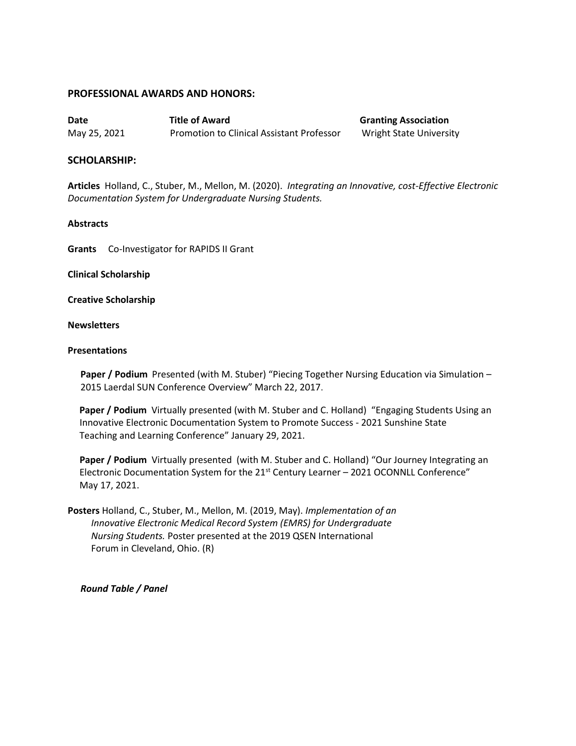## PROFESSIONAL AWARDS AND HONORS:

| Date | Title of Award | Granting Association |
|---|---|---|
| May 25, 2021 | Promotion to Clinical Assistant Professor | Wright State University |

## SCHOLARSHIP:

**Articles** Holland, C., Stuber, M., Mellon, M. (2020). *Integrating an Innovative, cost-Effective Electronic Documentation System for Undergraduate Nursing Students.*

**Abstracts**

**Grants** Co-Investigator for RAPIDS II Grant

**Clinical Scholarship**

**Creative Scholarship**

**Newsletters**

**Presentations**

**Paper / Podium** Presented (with M. Stuber) "Piecing Together Nursing Education via Simulation – 2015 Laerdal SUN Conference Overview" March 22, 2017.

**Paper / Podium** Virtually presented (with M. Stuber and C. Holland) "Engaging Students Using an Innovative Electronic Documentation System to Promote Success - 2021 Sunshine State Teaching and Learning Conference" January 29, 2021.

**Paper / Podium** Virtually presented (with M. Stuber and C. Holland) "Our Journey Integrating an Electronic Documentation System for the 21st Century Learner – 2021 OCONNLL Conference" May 17, 2021.

**Posters** Holland, C., Stuber, M., Mellon, M. (2019, May). *Implementation of an Innovative Electronic Medical Record System (EMRS) for Undergraduate Nursing Students.* Poster presented at the 2019 QSEN International Forum in Cleveland, Ohio. (R)

***Round Table / Panel***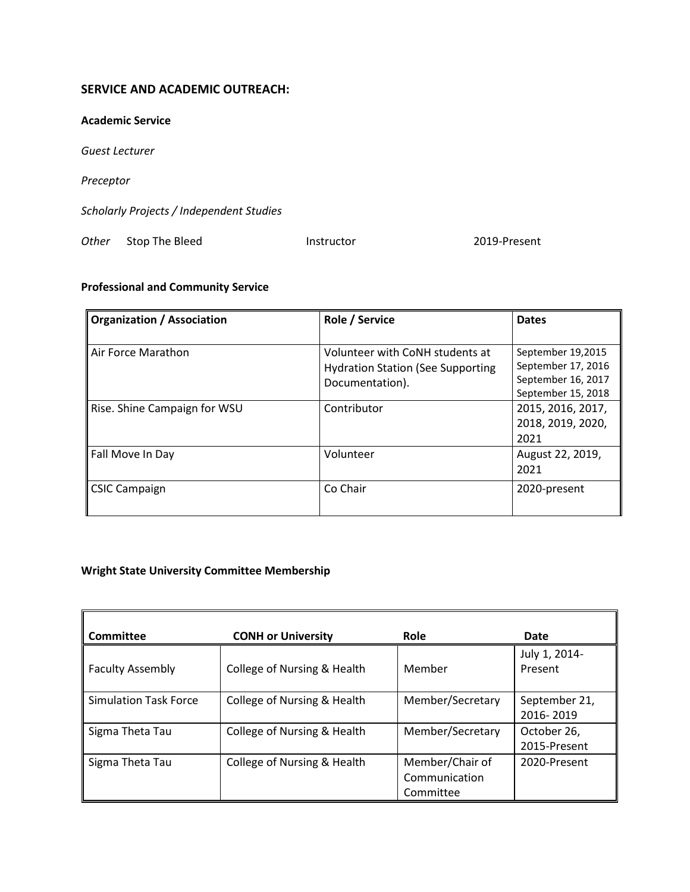## SERVICE AND ACADEMIC OUTREACH:

### Academic Service

*Guest Lecturer*

*Preceptor*

*Scholarly Projects / Independent Studies*

*Other* Stop The Bleed Instructor 2019-Present

### Professional and Community Service

| Organization / Association | Role / Service | Dates |
| --- | --- | --- |
| Air Force Marathon | Volunteer with CoNH students at Hydration Station (See Supporting Documentation). | September 19,2015<br>September 17, 2016<br>September 16, 2017<br>September 15, 2018 |
| Rise. Shine Campaign for WSU | Contributor | 2015, 2016, 2017, 2018, 2019, 2020, 2021 |
| Fall Move In Day | Volunteer | August 22, 2019, 2021 |
| CSIC Campaign | Co Chair | 2020-present |

### Wright State University Committee Membership

| Committee | CONH or University | Role | Date |
| --- | --- | --- | --- |
| Faculty Assembly | College of Nursing & Health | Member | July 1, 2014-Present |
| Simulation Task Force | College of Nursing & Health | Member/Secretary | September 21, 2016- 2019 |
| Sigma Theta Tau | College of Nursing & Health | Member/Secretary | October 26, 2015-Present |
| Sigma Theta Tau | College of Nursing & Health | Member/Chair of Communication Committee | 2020-Present |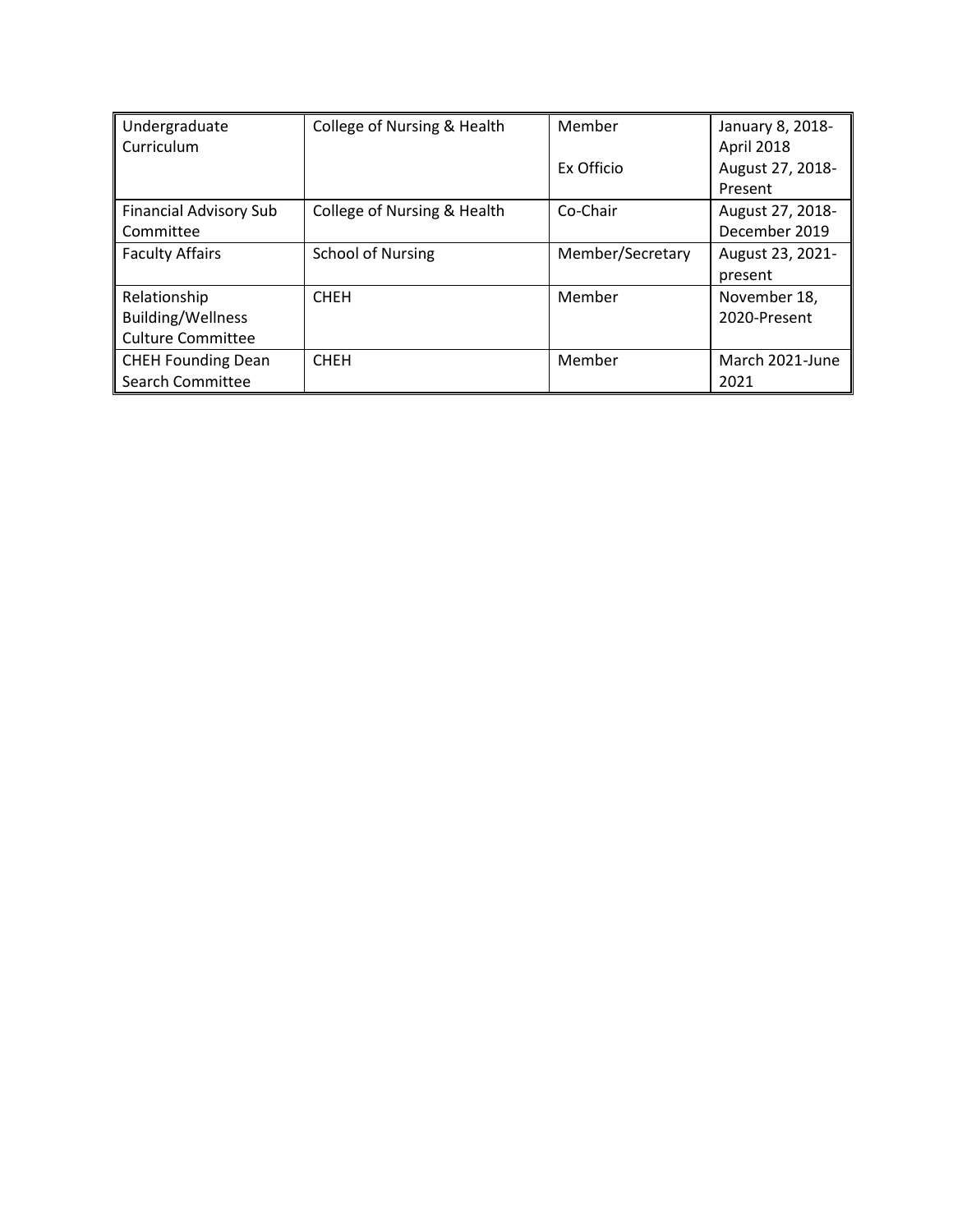| | | | |
|---|---|---|---|
| Undergraduate Curriculum | College of Nursing & Health | Member<br><br>Ex Officio | January 8, 2018-April 2018<br>August 27, 2018-Present |
| Financial Advisory Sub Committee | College of Nursing & Health | Co-Chair | August 27, 2018-December 2019 |
| Faculty Affairs | School of Nursing | Member/Secretary | August 23, 2021-present |
| Relationship Building/Wellness Culture Committee | CHEH | Member | November 18, 2020-Present |
| CHEH Founding Dean Search Committee | CHEH | Member | March 2021-June 2021 |